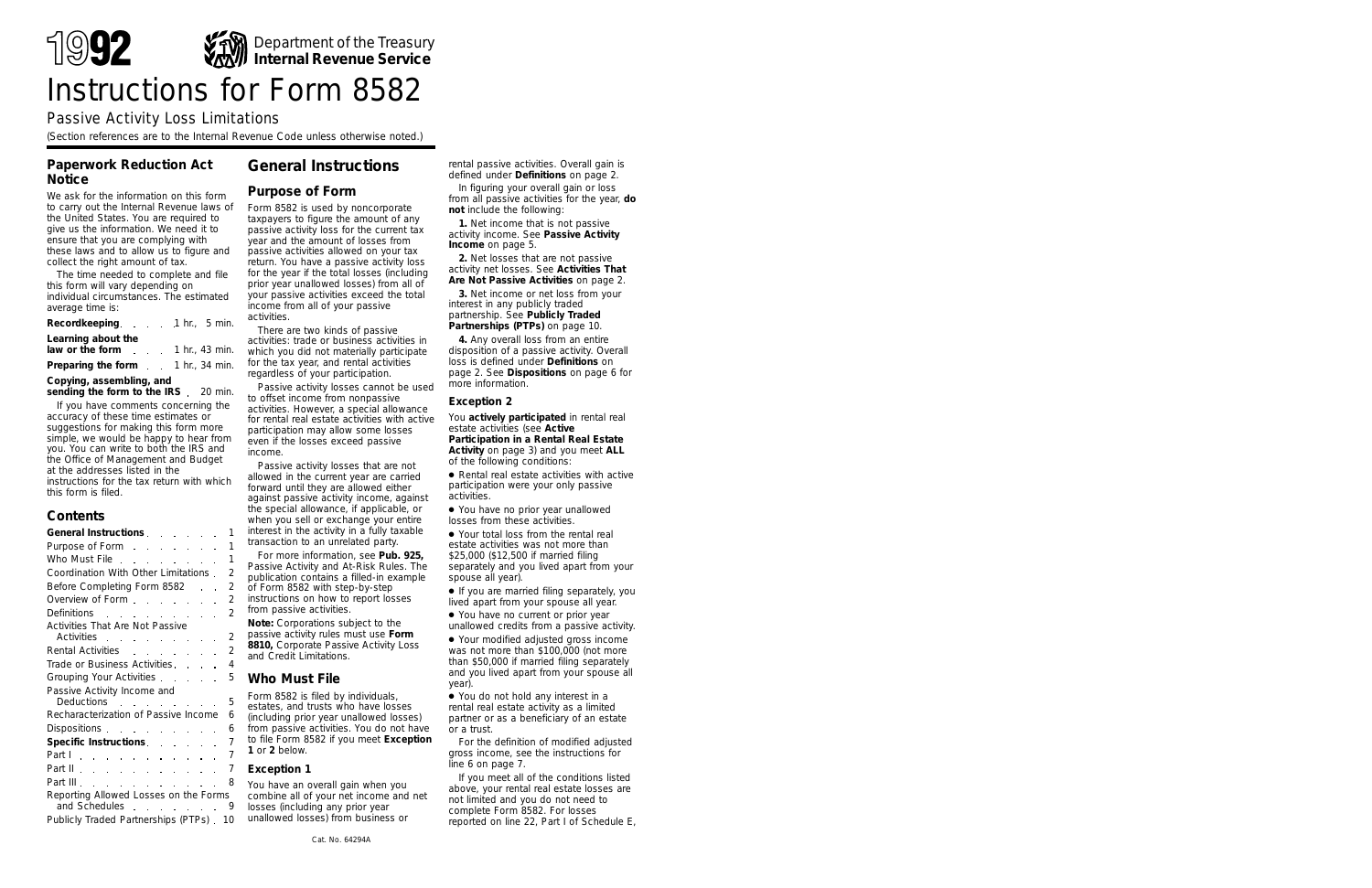# 1992 Instructions for Form 8582

Department of the Treasury
**Internal Revenue Service**

## Passive Activity Loss Limitations

(Section references are to the Internal Revenue Code unless otherwise noted.)

## Paperwork Reduction Act Notice

We ask for the information on this form to carry out the Internal Revenue laws of the United States. You are required to give us the information. We need it to ensure that you are complying with these laws and to allow us to figure and collect the right amount of tax.

The time needed to complete and file this form will vary depending on individual circumstances. The estimated average time is:

| | |
|---|---|
| **Recordkeeping** | 1 hr., 5 min. |
| **Learning about the law or the form** | 1 hr., 43 min. |
| **Preparing the form** | 1 hr., 34 min. |
| **Copying, assembling, and sending the form to the IRS** | 20 min. |

If you have comments concerning the accuracy of these time estimates or suggestions for making this form more simple, we would be happy to hear from you. You can write to both the IRS and the Office of Management and Budget at the addresses listed in the instructions for the tax return with which this form is filed.

## Contents

| | |
|---|---|
| **General Instructions** | 1 |
| Purpose of Form | 1 |
| Who Must File | 1 |
| Coordination With Other Limitations | 2 |
| Before Completing Form 8582 | 2 |
| Overview of Form | 2 |
| Definitions | 2 |
| Activities That Are Not Passive Activities | 2 |
| Rental Activities | 2 |
| Trade or Business Activities | 4 |
| Grouping Your Activities | 5 |
| Passive Activity Income and Deductions | 5 |
| Recharacterization of Passive Income | 6 |
| Dispositions | 6 |
| **Specific Instructions** | 7 |
| Part I | 7 |
| Part II | 7 |
| Part III | 8 |
| Reporting Allowed Losses on the Forms and Schedules | 9 |
| Publicly Traded Partnerships (PTPs) | 10 |

## General Instructions

### Purpose of Form

Form 8582 is used by noncorporate taxpayers to figure the amount of any passive activity loss for the current tax year and the amount of losses from passive activities allowed on your tax return. You have a passive activity loss for the year if the total losses (including prior year unallowed losses) from all of your passive activities exceed the total income from all of your passive activities.

There are two kinds of passive activities: trade or business activities in which you did not materially participate for the tax year, and rental activities regardless of your participation.

Passive activity losses cannot be used to offset income from nonpassive activities. However, a special allowance for rental real estate activities with active participation may allow some losses even if the losses exceed passive income.

Passive activity losses that are not allowed in the current year are carried forward until they are allowed either against passive activity income, against the special allowance, if applicable, or when you sell or exchange your entire interest in the activity in a fully taxable transaction to an unrelated party.

For more information, see **Pub. 925,** Passive Activity and At-Risk Rules. The publication contains a filled-in example of Form 8582 with step-by-step instructions on how to report losses from passive activities.

**Note:** Corporations subject to the passive activity rules must use **Form 8810,** Corporate Passive Activity Loss and Credit Limitations.

### Who Must File

Form 8582 is filed by individuals, estates, and trusts who have losses (including prior year unallowed losses) from passive activities. You do not have to file Form 8582 if you meet **Exception 1** or **2** below.

#### Exception 1

You have an overall gain when you combine all of your net income and net losses (including any prior year unallowed losses) from business or rental passive activities. Overall gain is defined under **Definitions** on page 2.

In figuring your overall gain or loss from all passive activities for the year, **do not** include the following:

**1.** Net income that is not passive activity income. See **Passive Activity Income** on page 5.

**2.** Net losses that are not passive activity net losses. See **Activities That Are Not Passive Activities** on page 2.

**3.** Net income or net loss from your interest in any publicly traded partnership. See **Publicly Traded Partnerships (PTPs)** on page 10.

**4.** Any overall loss from an entire disposition of a passive activity. Overall loss is defined under **Definitions** on page 2. See **Dispositions** on page 6 for more information.

#### Exception 2

You **actively participated** in rental real estate activities (see **Active Participation in a Rental Real Estate Activity** on page 3) and you meet **ALL** of the following conditions:

- Rental real estate activities with active participation were your only passive activities.
- You have no prior year unallowed losses from these activities.
- Your total loss from the rental real estate activities was not more than \$25,000 (\$12,500 if married filing separately and you lived apart from your spouse all year).
- If you are married filing separately, you lived apart from your spouse all year.
- You have no current or prior year unallowed credits from a passive activity.
- Your modified adjusted gross income was not more than \$100,000 (not more than \$50,000 if married filing separately and you lived apart from your spouse all year).
- You do not hold any interest in a rental real estate activity as a limited partner or as a beneficiary of an estate or a trust.

For the definition of modified adjusted gross income, see the instructions for line 6 on page 7.

If you meet all of the conditions listed above, your rental real estate losses are not limited and you do not need to complete Form 8582. For losses reported on line 22, Part I of Schedule E,

Cat. No. 64294A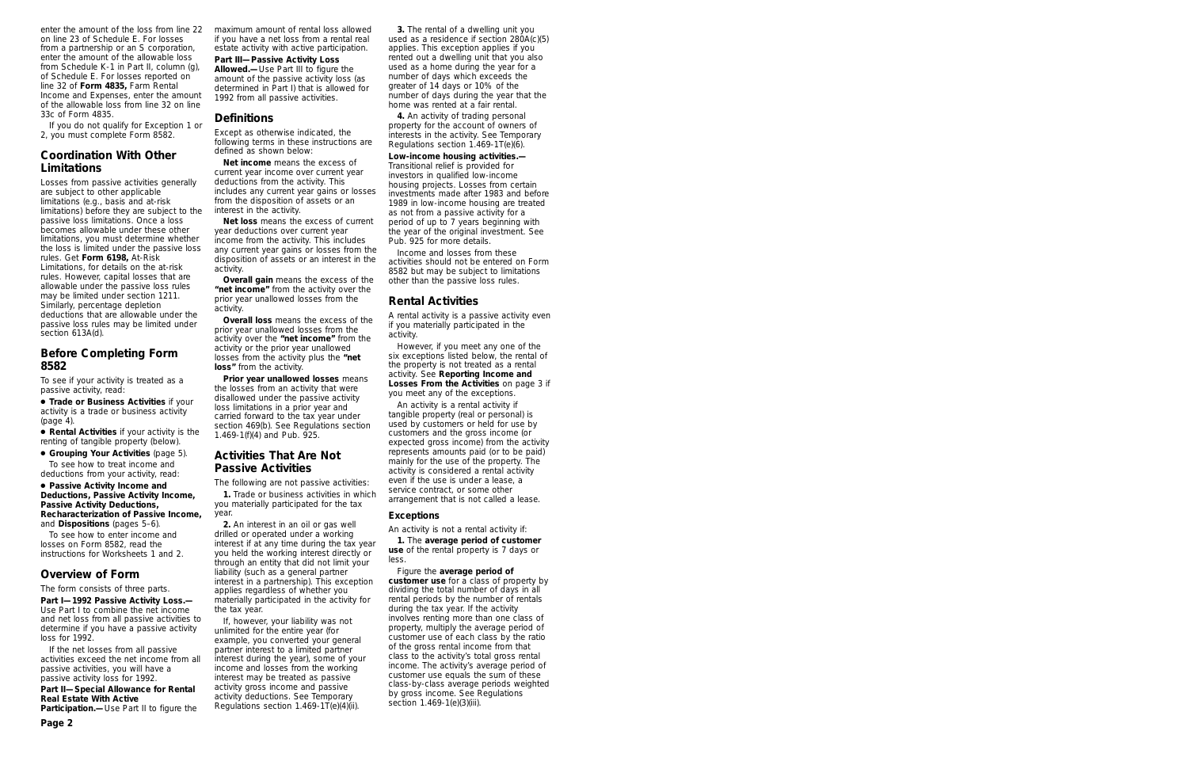enter the amount of the loss from line 22 on line 23 of Schedule E. For losses from a partnership or an S corporation, enter the amount of the allowable loss from Schedule K-1 in Part II, column (g), of Schedule E. For losses reported on line 32 of **Form 4835,** Farm Rental Income and Expenses, enter the amount of the allowable loss from line 32 on line 33c of Form 4835.

If you do not qualify for Exception 1 or 2, you must complete Form 8582.

## Coordination With Other Limitations

Losses from passive activities generally are subject to other applicable limitations (e.g., basis and at-risk limitations) before they are subject to the passive loss limitations. Once a loss becomes allowable under these other limitations, you must determine whether the loss is limited under the passive loss rules. Get **Form 6198,** At-Risk Limitations, for details on the at-risk rules. However, capital losses that are allowable under the passive loss rules may be limited under section 1211. Similarly, percentage depletion deductions that are allowable under the passive loss rules may be limited under section 613A(d).

## Before Completing Form 8582

To see if your activity is treated as a passive activity, read:

- **Trade or Business Activities** if your activity is a trade or business activity (page 4).
- **Rental Activities** if your activity is the renting of tangible property (below).
- **Grouping Your Activities** (page 5).

To see how to treat income and deductions from your activity, read:

- **Passive Activity Income and Deductions, Passive Activity Income, Passive Activity Deductions, Recharacterization of Passive Income,** and **Dispositions** (pages 5–6).

To see how to enter income and losses on Form 8582, read the instructions for Worksheets 1 and 2.

## Overview of Form

The form consists of three parts.

**Part I—1992 Passive Activity Loss.—** Use Part I to combine the net income and net loss from all passive activities to determine if you have a passive activity loss for 1992.

If the net losses from all passive activities exceed the net income from all passive activities, you will have a passive activity loss for 1992.

**Part II—Special Allowance for Rental Real Estate With Active Participation.—** Use Part II to figure the maximum amount of rental loss allowed if you have a net loss from a rental real estate activity with active participation.

**Part III—Passive Activity Loss Allowed.—** Use Part III to figure the amount of the passive activity loss (as determined in Part I) that is allowed for 1992 from all passive activities.

## Definitions

Except as otherwise indicated, the following terms in these instructions are defined as shown below:

**Net income** means the excess of current year income over current year deductions from the activity. This includes any current year gains or losses from the disposition of assets or an interest in the activity.

**Net loss** means the excess of current year deductions over current year income from the activity. This includes any current year gains or losses from the disposition of assets or an interest in the activity.

**Overall gain** means the excess of the **"net income"** from the activity over the prior year unallowed losses from the activity.

**Overall loss** means the excess of the prior year unallowed losses from the activity over the **"net income"** from the activity or the prior year unallowed losses from the activity plus the **"net loss"** from the activity.

**Prior year unallowed losses** means the losses from an activity that were disallowed under the passive activity loss limitations in a prior year and carried forward to the tax year under section 469(b). See Regulations section 1.469-1(f)(4) and Pub. 925.

## Activities That Are Not Passive Activities

The following are not passive activities:

**1.** Trade or business activities in which you materially participated for the tax year.

**2.** An interest in an oil or gas well drilled or operated under a working interest if at any time during the tax year you held the working interest directly or through an entity that did not limit your liability (such as a general partner interest in a partnership). This exception applies regardless of whether you materially participated in the activity for the tax year.

If, however, your liability was not unlimited for the entire year (for example, you converted your general partner interest to a limited partner interest during the year), some of your income and losses from the working interest may be treated as passive activity gross income and passive activity deductions. See Temporary Regulations section 1.469-1T(e)(4)(ii).

**3.** The rental of a dwelling unit you used as a residence if section 280A(c)(5) applies. This exception applies if you rented out a dwelling unit that you also used as a home during the year for a number of days which exceeds the greater of 14 days or 10% of the number of days during the year that the home was rented at a fair rental.

**4.** An activity of trading personal property for the account of owners of interests in the activity. See Temporary Regulations section 1.469-1T(e)(6).

**Low-income housing activities.—** Transitional relief is provided for investors in qualified low-income housing projects. Losses from certain investments made after 1983 and before 1989 in low-income housing are treated as not from a passive activity for a period of up to 7 years beginning with the year of the original investment. See Pub. 925 for more details.

Income and losses from these activities should not be entered on Form 8582 but may be subject to limitations other than the passive loss rules.

## Rental Activities

A rental activity is a passive activity even if you materially participated in the activity.

However, if you meet any one of the six exceptions listed below, the rental of the property is not treated as a rental activity. See **Reporting Income and Losses From the Activities** on page 3 if you meet any of the exceptions.

An activity is a rental activity if tangible property (real or personal) is used by customers or held for use by customers and the gross income (or expected gross income) from the activity represents amounts paid (or to be paid) mainly for the use of the property. The activity is considered a rental activity even if the use is under a lease, a service contract, or some other arrangement that is not called a lease.

### Exceptions

An activity is not a rental activity if:

**1.** The **average period of customer use** of the rental property is 7 days or less.

Figure the **average period of customer use** for a class of property by dividing the total number of days in all rental periods by the number of rentals during the tax year. If the activity involves renting more than one class of property, multiply the average period of customer use of each class by the ratio of the gross rental income from that class to the activity's total gross rental income. The activity's average period of customer use equals the sum of these class-by-class average periods weighted by gross income. See Regulations section 1.469-1(e)(3)(iii).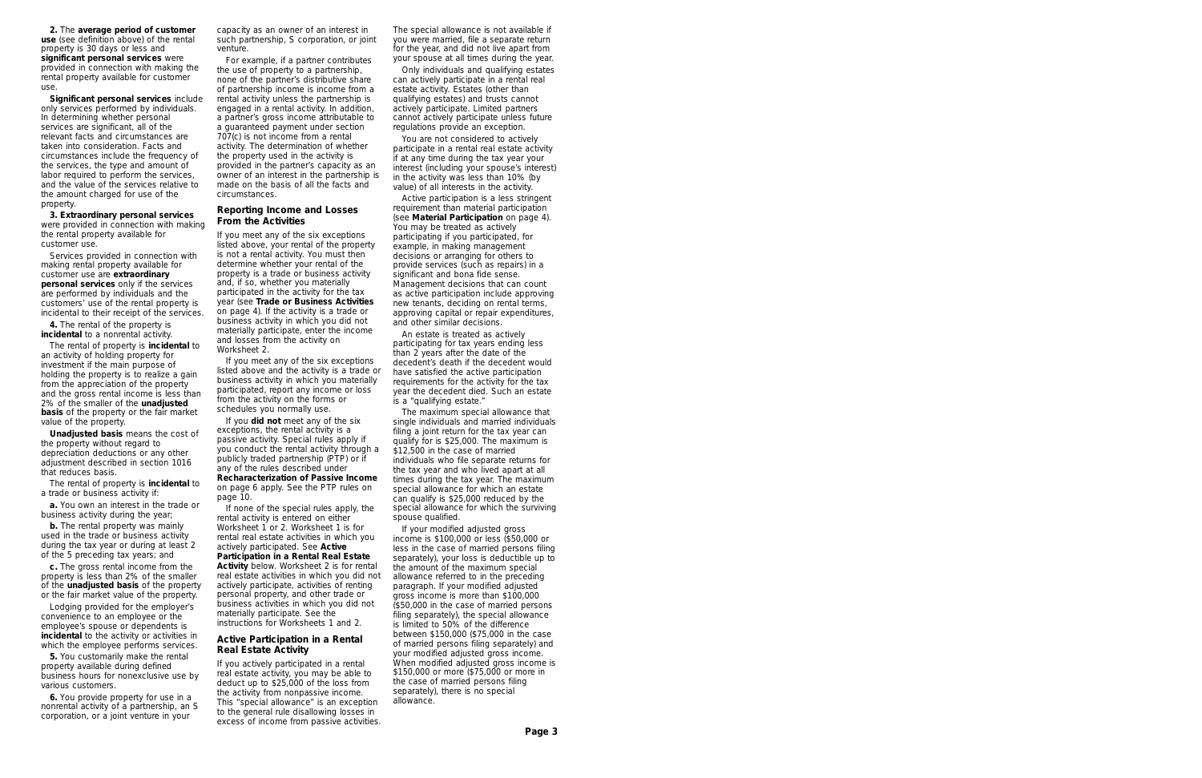**2.** The **average period of customer use** (see definition above) of the rental property is 30 days or less and **significant personal services** were provided in connection with making the rental property available for customer use.

**Significant personal services** include only services performed by individuals. In determining whether personal services are significant, all of the relevant facts and circumstances are taken into consideration. Facts and circumstances include the frequency of the services, the type and amount of labor required to perform the services, and the value of the services relative to the amount charged for use of the property.

**3. Extraordinary personal services** were provided in connection with making the rental property available for customer use.

Services provided in connection with making rental property available for customer use are **extraordinary personal services** only if the services are performed by individuals and the customers' use of the rental property is incidental to their receipt of the services.

**4.** The rental of the property is **incidental** to a nonrental activity.

The rental of property is **incidental** to an activity of holding property for investment if the main purpose of holding the property is to realize a gain from the appreciation of the property and the gross rental income is less than 2% of the smaller of the **unadjusted basis** of the property or the fair market value of the property.

**Unadjusted basis** means the cost of the property without regard to depreciation deductions or any other adjustment described in section 1016 that reduces basis.

The rental of property is **incidental** to a trade or business activity if:

**a.** You own an interest in the trade or business activity during the year;

**b.** The rental property was mainly used in the trade or business activity during the tax year or during at least 2 of the 5 preceding tax years; and

**c.** The gross rental income from the property is less than 2% of the smaller of the **unadjusted basis** of the property or the fair market value of the property.

Lodging provided for the employer's convenience to an employee or the employee's spouse or dependents is **incidental** to the activity or activities in which the employee performs services.

**5.** You customarily make the rental property available during defined business hours for nonexclusive use by various customers.

**6.** You provide property for use in a nonrental activity of a partnership, an S corporation, or a joint venture in your capacity as an owner of an interest in such partnership, S corporation, or joint venture.

For example, if a partner contributes the use of property to a partnership, none of the partner's distributive share of partnership income is income from a rental activity unless the partnership is engaged in a rental activity. In addition, a partner's gross income attributable to a guaranteed payment under section 707(c) is not income from a rental activity. The determination of whether the property used in the activity is provided in the partner's capacity as an owner of an interest in the partnership is made on the basis of all the facts and circumstances.

### Reporting Income and Losses From the Activities

If you meet any of the six exceptions listed above, your rental of the property is not a rental activity. You must then determine whether your rental of the property is a trade or business activity and, if so, whether you materially participated in the activity for the tax year (see **Trade or Business Activities** on page 4). If the activity is a trade or business activity in which you did not materially participate, enter the income and losses from the activity on Worksheet 2.

If you meet any of the six exceptions listed above and the activity is a trade or business activity in which you materially participated, report any income or loss from the activity on the forms or schedules you normally use.

If you **did not** meet any of the six exceptions, the rental activity is a passive activity. Special rules apply if you conduct the rental activity through a publicly traded partnership (PTP) or if any of the rules described under **Recharacterization of Passive Income** on page 6 apply. See the PTP rules on page 10.

If none of the special rules apply, the rental activity is entered on either Worksheet 1 or 2. Worksheet 1 is for rental real estate activities in which you actively participated. See **Active Participation in a Rental Real Estate Activity** below. Worksheet 2 is for rental real estate activities in which you did not actively participate, activities of renting personal property, and other trade or business activities in which you did not materially participate. See the instructions for Worksheets 1 and 2.

### Active Participation in a Rental Real Estate Activity

If you actively participated in a rental real estate activity, you may be able to deduct up to $25,000 of the loss from the activity from nonpassive income. This "special allowance" is an exception to the general rule disallowing losses in excess of income from passive activities. The special allowance is not available if you were married, file a separate return for the year, and did not live apart from your spouse at all times during the year.

Only individuals and qualifying estates can actively participate in a rental real estate activity. Estates (other than qualifying estates) and trusts cannot actively participate. Limited partners cannot actively participate unless future regulations provide an exception.

You are not considered to actively participate in a rental real estate activity if at any time during the tax year your interest (including your spouse's interest) in the activity was less than 10% (by value) of all interests in the activity.

Active participation is a less stringent requirement than material participation (see **Material Participation** on page 4). You may be treated as actively participating if you participated, for example, in making management decisions or arranging for others to provide services (such as repairs) in a significant and bona fide sense. Management decisions that can count as active participation include approving new tenants, deciding on rental terms, approving capital or repair expenditures, and other similar decisions.

An estate is treated as actively participating for tax years ending less than 2 years after the date of the decedent's death if the decedent would have satisfied the active participation requirements for the activity for the tax year the decedent died. Such an estate is a "qualifying estate."

The maximum special allowance that single individuals and married individuals filing a joint return for the tax year can qualify for is $25,000. The maximum is $12,500 in the case of married individuals who file separate returns for the tax year and who lived apart at all times during the tax year. The maximum special allowance for which an estate can qualify is $25,000 reduced by the special allowance for which the surviving spouse qualified.

If your modified adjusted gross income is $100,000 or less ($50,000 or less in the case of married persons filing separately), your loss is deductible up to the amount of the maximum special allowance referred to in the preceding paragraph. If your modified adjusted gross income is more than $100,000 ($50,000 in the case of married persons filing separately), the special allowance is limited to 50% of the difference between $150,000 ($75,000 in the case of married persons filing separately) and your modified adjusted gross income. When modified adjusted gross income is $150,000 or more ($75,000 or more in the case of married persons filing separately), there is no special allowance.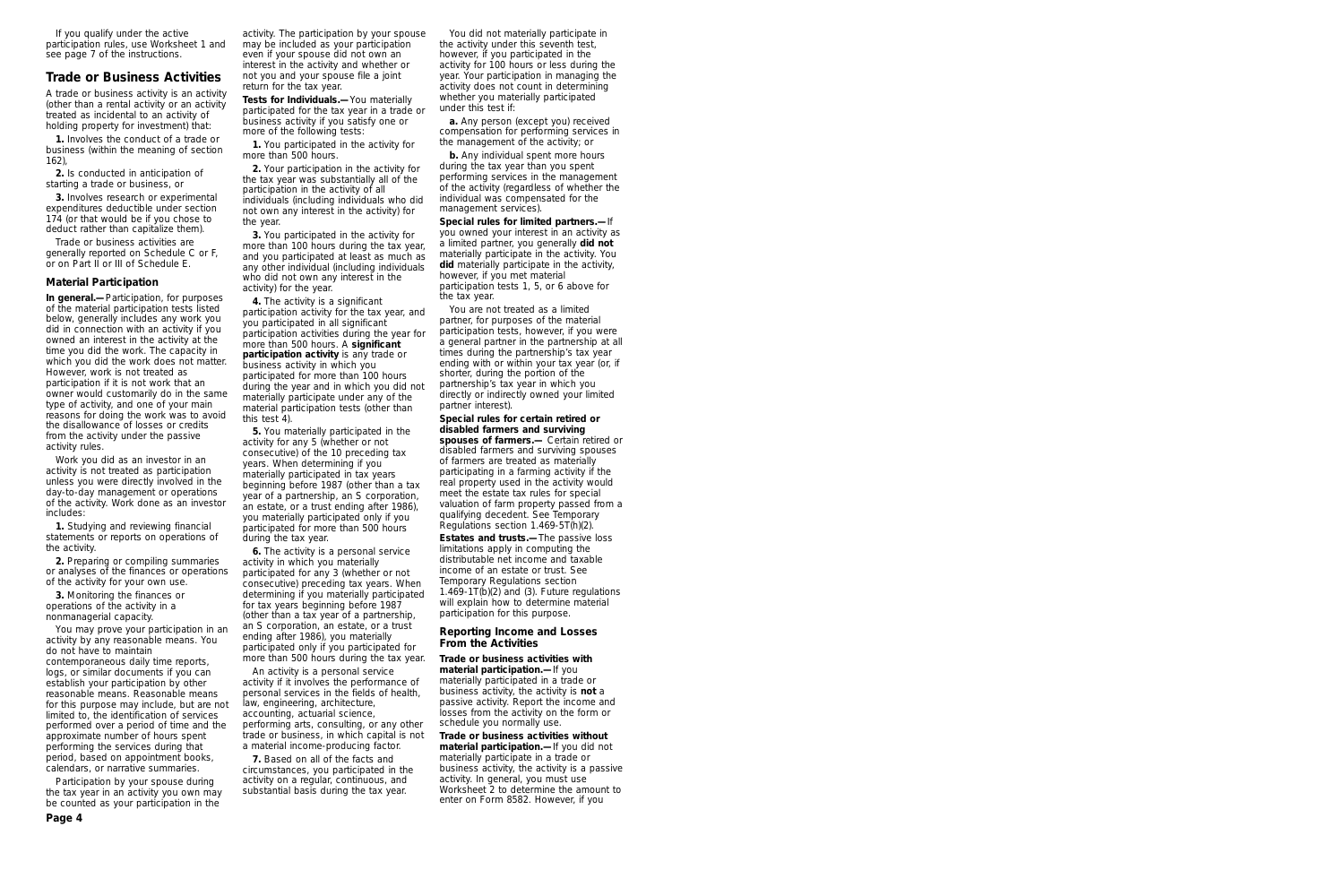If you qualify under the active participation rules, use Worksheet 1 and see page 7 of the instructions.

## Trade or Business Activities

A trade or business activity is an activity (other than a rental activity or an activity treated as incidental to an activity of holding property for investment) that:

**1.** Involves the conduct of a trade or business (within the meaning of section 162),

**2.** Is conducted in anticipation of starting a trade or business, or

**3.** Involves research or experimental expenditures deductible under section 174 (or that would be if you chose to deduct rather than capitalize them).

Trade or business activities are generally reported on Schedule C or F, or on Part II or III of Schedule E.

### Material Participation

**In general.—** Participation, for purposes of the material participation tests listed below, generally includes any work you did in connection with an activity if you owned an interest in the activity at the time you did the work. The capacity in which you did the work does not matter. However, work is not treated as participation if it is not work that an owner would customarily do in the same type of activity, and one of your main reasons for doing the work was to avoid the disallowance of losses or credits from the activity under the passive activity rules.

Work you did as an investor in an activity is not treated as participation unless you were directly involved in the day-to-day management or operations of the activity. Work done as an investor includes:

**1.** Studying and reviewing financial statements or reports on operations of the activity.

**2.** Preparing or compiling summaries or analyses of the finances or operations of the activity for your own use.

**3.** Monitoring the finances or operations of the activity in a nonmanagerial capacity.

You may prove your participation in an activity by any reasonable means. You do not have to maintain contemporaneous daily time reports, logs, or similar documents if you can establish your participation by other reasonable means. Reasonable means for this purpose may include, but are not limited to, the identification of services performed over a period of time and the approximate number of hours spent performing the services during that period, based on appointment books, calendars, or narrative summaries.

Participation by your spouse during the tax year in an activity you own may be counted as your participation in the activity. The participation by your spouse may be included as your participation even if your spouse did not own an interest in the activity and whether or not you and your spouse file a joint return for the tax year.

**Tests for Individuals.—** You materially participated for the tax year in a trade or business activity if you satisfy one or more of the following tests:

**1.** You participated in the activity for more than 500 hours.

**2.** Your participation in the activity for the tax year was substantially all of the participation in the activity of all individuals (including individuals who did not own any interest in the activity) for the year.

**3.** You participated in the activity for more than 100 hours during the tax year, and you participated at least as much as any other individual (including individuals who did not own any interest in the activity) for the year.

**4.** The activity is a significant participation activity for the tax year, and you participated in all significant participation activities during the year for more than 500 hours. A **significant participation activity** is any trade or business activity in which you participated for more than 100 hours during the year and in which you did not materially participate under any of the material participation tests (other than this test 4).

**5.** You materially participated in the activity for any 5 (whether or not consecutive) of the 10 preceding tax years. When determining if you materially participated in tax years beginning before 1987 (other than a tax year of a partnership, an S corporation, an estate, or a trust ending after 1986), you materially participated only if you participated for more than 500 hours during the tax year.

**6.** The activity is a personal service activity in which you materially participated for any 3 (whether or not consecutive) preceding tax years. When determining if you materially participated for tax years beginning before 1987 (other than a tax year of a partnership, an S corporation, an estate, or a trust ending after 1986), you materially participated only if you participated for more than 500 hours during the tax year.

An activity is a personal service activity if it involves the performance of personal services in the fields of health, law, engineering, architecture, accounting, actuarial science, performing arts, consulting, or any other trade or business, in which capital is not a material income-producing factor.

**7.** Based on all of the facts and circumstances, you participated in the activity on a regular, continuous, and substantial basis during the tax year.

You did not materially participate in the activity under this seventh test, however, if you participated in the activity for 100 hours or less during the year. Your participation in managing the activity does not count in determining whether you materially participated under this test if:

**a.** Any person (except you) received compensation for performing services in the management of the activity; or

**b.** Any individual spent more hours during the tax year than you spent performing services in the management of the activity (regardless of whether the individual was compensated for the management services).

**Special rules for limited partners.—** If you owned your interest in an activity as a limited partner, you generally **did not** materially participate in the activity. You **did** materially participate in the activity, however, if you met material participation tests 1, 5, or 6 above for the tax year.

You are not treated as a limited partner, for purposes of the material participation tests, however, if you were a general partner in the partnership at all times during the partnership's tax year ending with or within your tax year (or, if shorter, during the portion of the partnership's tax year in which you directly or indirectly owned your limited partner interest).

**Special rules for certain retired or disabled farmers and surviving spouses of farmers.—** Certain retired or disabled farmers and surviving spouses of farmers are treated as materially participating in a farming activity if the real property used in the activity would meet the estate tax rules for special valuation of farm property passed from a qualifying decedent. See Temporary Regulations section 1.469-5T(h)(2).

**Estates and trusts.—** The passive loss limitations apply in computing the distributable net income and taxable income of an estate or trust. See Temporary Regulations section 1.469-1T(b)(2) and (3). Future regulations will explain how to determine material participation for this purpose.

### Reporting Income and Losses From the Activities

**Trade or business activities with material participation.—** If you materially participated in a trade or business activity, the activity is **not** a passive activity. Report the income and losses from the activity on the form or schedule you normally use.

**Trade or business activities without material participation.—** If you did not materially participate in a trade or business activity, the activity is a passive activity. In general, you must use Worksheet 2 to determine the amount to enter on Form 8582. However, if you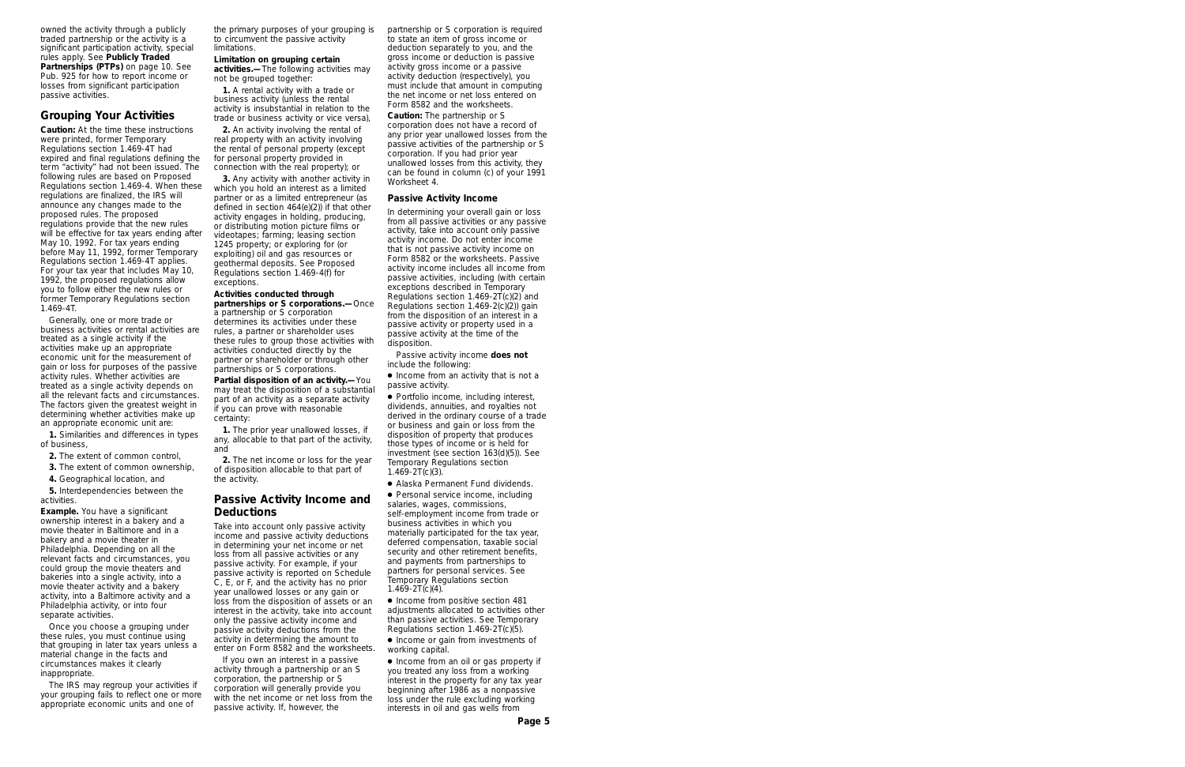owned the activity through a publicly traded partnership or the activity is a significant participation activity, special rules apply. See **Publicly Traded Partnerships (PTPs)** on page 10. See Pub. 925 for how to report income or losses from significant participation passive activities.

## Grouping Your Activities

**Caution:** At the time these instructions were printed, former Temporary Regulations section 1.469-4T had expired and final regulations defining the term "activity" had not been issued. The following rules are based on Proposed Regulations section 1.469-4. When these regulations are finalized, the IRS will announce any changes made to the proposed rules. The proposed regulations provide that the new rules will be effective for tax years ending after May 10, 1992. For tax years ending before May 11, 1992, former Temporary Regulations section 1.469-4T applies. For your tax year that includes May 10, 1992, the proposed regulations allow you to follow either the new rules or former Temporary Regulations section 1.469-4T.

Generally, one or more trade or business activities or rental activities are treated as a single activity if the activities make up an appropriate economic unit for the measurement of gain or loss for purposes of the passive activity rules. Whether activities are treated as a single activity depends on all the relevant facts and circumstances. The factors given the greatest weight in determining whether activities make up an appropriate economic unit are:

**1.** Similarities and differences in types of business,

**2.** The extent of common control,

**3.** The extent of common ownership,

**4.** Geographical location, and

**5.** Interdependencies between the activities.

**Example.** You have a significant ownership interest in a bakery and a movie theater in Baltimore and in a bakery and a movie theater in Philadelphia. Depending on all the relevant facts and circumstances, you could group the movie theaters and bakeries into a single activity, into a movie theater activity and a bakery activity, into a Baltimore activity and a Philadelphia activity, or into four separate activities.

Once you choose a grouping under these rules, you must continue using that grouping in later tax years unless a material change in the facts and circumstances makes it clearly inappropriate.

The IRS may regroup your activities if your grouping fails to reflect one or more appropriate economic units and one of the primary purposes of your grouping is to circumvent the passive activity limitations.

**Limitation on grouping certain activities.—** The following activities may not be grouped together:

**1.** A rental activity with a trade or business activity (unless the rental activity is insubstantial in relation to the trade or business activity or vice versa),

**2.** An activity involving the rental of real property with an activity involving the rental of personal property (except for personal property provided in connection with the real property); or

**3.** Any activity with another activity in which you hold an interest as a limited partner or as a limited entrepreneur (as defined in section 464(e)(2)) if that other activity engages in holding, producing, or distributing motion picture films or videotapes; farming; leasing section 1245 property; or exploring for (or exploiting) oil and gas resources or geothermal deposits. See Proposed Regulations section 1.469-4(f) for exceptions.

**Activities conducted through partnerships or S corporations.—** Once a partnership or S corporation determines its activities under these rules, a partner or shareholder uses these rules to group those activities with activities conducted directly by the partner or shareholder or through other partnerships or S corporations.

**Partial disposition of an activity.—** You may treat the disposition of a substantial part of an activity as a separate activity if you can prove with reasonable certainty:

**1.** The prior year unallowed losses, if any, allocable to that part of the activity, and

**2.** The net income or loss for the year of disposition allocable to that part of the activity.

## Passive Activity Income and Deductions

Take into account only passive activity income and passive activity deductions in determining your net income or net loss from all passive activities or any passive activity. For example, if your passive activity is reported on Schedule C, E, or F, and the activity has no prior year unallowed losses or any gain or loss from the disposition of assets or an interest in the activity, take into account only the passive activity income and passive activity deductions from the activity in determining the amount to enter on Form 8582 and the worksheets.

If you own an interest in a passive activity through a partnership or an S corporation, the partnership or S corporation will generally provide you with the net income or net loss from the passive activity. If, however, the partnership or S corporation is required to state an item of gross income or deduction separately to you, and the gross income or deduction is passive activity gross income or a passive activity deduction (respectively), you must include that amount in computing the net income or net loss entered on Form 8582 and the worksheets.

**Caution:** The partnership or S corporation does not have a record of any prior year unallowed losses from the passive activities of the partnership or S corporation. If you had prior year unallowed losses from this activity, they can be found in column (c) of your 1991 Worksheet 4.

### Passive Activity Income

In determining your overall gain or loss from all passive activities or any passive activity, take into account only passive activity income. Do not enter income that is not passive activity income on Form 8582 or the worksheets. Passive activity income includes all income from passive activities, including (with certain exceptions described in Temporary Regulations section 1.469-2T(c)(2) and Regulations section 1.469-2(c)(2)) gain from the disposition of an interest in a passive activity or property used in a passive activity at the time of the disposition.

Passive activity income **does not** include the following:

- Income from an activity that is not a passive activity.
- Portfolio income, including interest, dividends, annuities, and royalties not derived in the ordinary course of a trade or business and gain or loss from the disposition of property that produces those types of income or is held for investment (see section 163(d)(5)). See Temporary Regulations section 1.469-2T(c)(3).
- Alaska Permanent Fund dividends.
- Personal service income, including salaries, wages, commissions, self-employment income from trade or business activities in which you materially participated for the tax year, deferred compensation, taxable social security and other retirement benefits, and payments from partnerships to partners for personal services. See Temporary Regulations section 1.469-2T(c)(4).
- Income from positive section 481 adjustments allocated to activities other than passive activities. See Temporary Regulations section 1.469-2T(c)(5).
- Income or gain from investments of working capital.
- Income from an oil or gas property if you treated any loss from a working interest in the property for any tax year beginning after 1986 as a nonpassive loss under the rule excluding working interests in oil and gas wells from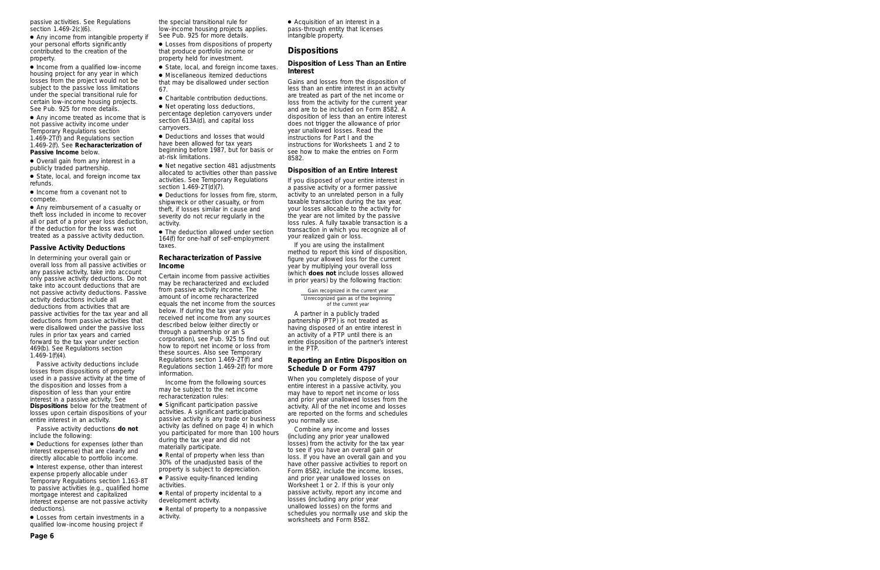passive activities. See Regulations section 1.469-2(c)(6).

- Any income from intangible property if your personal efforts significantly contributed to the creation of the property.
- Income from a qualified low-income housing project for any year in which losses from the project would not be subject to the passive loss limitations under the special transitional rule for certain low-income housing projects. See Pub. 925 for more details.
- Any income treated as income that is not passive activity income under Temporary Regulations section 1.469-2T(f) and Regulations section 1.469-2(f). See **Recharacterization of Passive Income** below.
- Overall gain from any interest in a publicly traded partnership.
- State, local, and foreign income tax refunds.
- Income from a covenant not to compete.
- Any reimbursement of a casualty or theft loss included in income to recover all or part of a prior year loss deduction, if the deduction for the loss was not treated as a passive activity deduction.

### Passive Activity Deductions

In determining your overall gain or overall loss from all passive activities or any passive activity, take into account only passive activity deductions. Do not take into account deductions that are not passive activity deductions. Passive activity deductions include all deductions from activities that are passive activities for the tax year and all deductions from passive activities that were disallowed under the passive loss rules in prior tax years and carried forward to the tax year under section 469(b). See Regulations section 1.469-1(f)(4).

Passive activity deductions include losses from dispositions of property used in a passive activity at the time of the disposition and losses from a disposition of less than your entire interest in a passive activity. See **Dispositions** below for the treatment of losses upon certain dispositions of your entire interest in an activity.

Passive activity deductions **do not** include the following:

- Deductions for expenses (other than interest expense) that are clearly and directly allocable to portfolio income.
- Interest expense, other than interest expense properly allocable under Temporary Regulations section 1.163-8T to passive activities (e.g., qualified home mortgage interest and capitalized interest expense are not passive activity deductions).
- Losses from certain investments in a qualified low-income housing project if the special transitional rule for low-income housing projects applies. See Pub. 925 for more details.
- Losses from dispositions of property that produce portfolio income or property held for investment.
- State, local, and foreign income taxes.
- Miscellaneous itemized deductions that may be disallowed under section 67.
- Charitable contribution deductions.
- Net operating loss deductions, percentage depletion carryovers under section 613A(d), and capital loss carryovers.
- Deductions and losses that would have been allowed for tax years beginning before 1987, but for basis or at-risk limitations.
- Net negative section 481 adjustments allocated to activities other than passive activities. See Temporary Regulations section 1.469-2T(d)(7).
- Deductions for losses from fire, storm, shipwreck or other casualty, or from theft, if losses similar in cause and severity do not recur regularly in the activity.
- The deduction allowed under section 164(f) for one-half of self-employment taxes.

### Recharacterization of Passive Income

Certain income from passive activities may be recharacterized and excluded from passive activity income. The amount of income recharacterized equals the net income from the sources below. If during the tax year you received net income from any sources described below (either directly or through a partnership or an S corporation), see Pub. 925 to find out how to report net income or loss from these sources. Also see Temporary Regulations section 1.469-2T(f) and Regulations section 1.469-2(f) for more information.

Income from the following sources may be subject to the net income recharacterization rules:

- Significant participation passive activities. A significant participation passive activity is any trade or business activity (as defined on page 4) in which you participated for more than 100 hours during the tax year and did not materially participate.
- Rental of property when less than 30% of the unadjusted basis of the property is subject to depreciation.
- Passive equity-financed lending activities.
- Rental of property incidental to a development activity.
- Rental of property to a nonpassive activity.
- Acquisition of an interest in a pass-through entity that licenses intangible property.

## Dispositions

### Disposition of Less Than an Entire Interest

Gains and losses from the disposition of less than an entire interest in an activity are treated as part of the net income or loss from the activity for the current year and are to be included on Form 8582. A disposition of less than an entire interest does not trigger the allowance of prior year unallowed losses. Read the instructions for Part I and the instructions for Worksheets 1 and 2 to see how to make the entries on Form 8582.

### Disposition of an Entire Interest

If you disposed of your entire interest in a passive activity or a former passive activity to an unrelated person in a fully taxable transaction during the tax year, your losses allocable to the activity for the year are not limited by the passive loss rules. A fully taxable transaction is a transaction in which you recognize all of your realized gain or loss.

If you are using the installment method to report this kind of disposition, figure your allowed loss for the current year by multiplying your overall loss (which **does not** include losses allowed in prior years) by the following fraction:

$$\frac{\text{Gain recognized in the current year}}{\text{Unrecognized gain as of the beginning of the current year}}$$

A partner in a publicly traded partnership (PTP) is not treated as having disposed of an entire interest in an activity of a PTP until there is an entire disposition of the partner's interest in the PTP.

### Reporting an Entire Disposition on Schedule D or Form 4797

When you completely dispose of your entire interest in a passive activity, you may have to report net income or loss and prior year unallowed losses from the activity. All of the net income and losses are reported on the forms and schedules you normally use.

Combine any income and losses (including any prior year unallowed losses) from the activity for the tax year to see if you have an overall gain or loss. If you have an overall gain and you have other passive activities to report on Form 8582, include the income, losses, and prior year unallowed losses on Worksheet 1 or 2. If this is your only passive activity, report any income and losses (including any prior year unallowed losses) on the forms and schedules you normally use and skip the worksheets and Form 8582.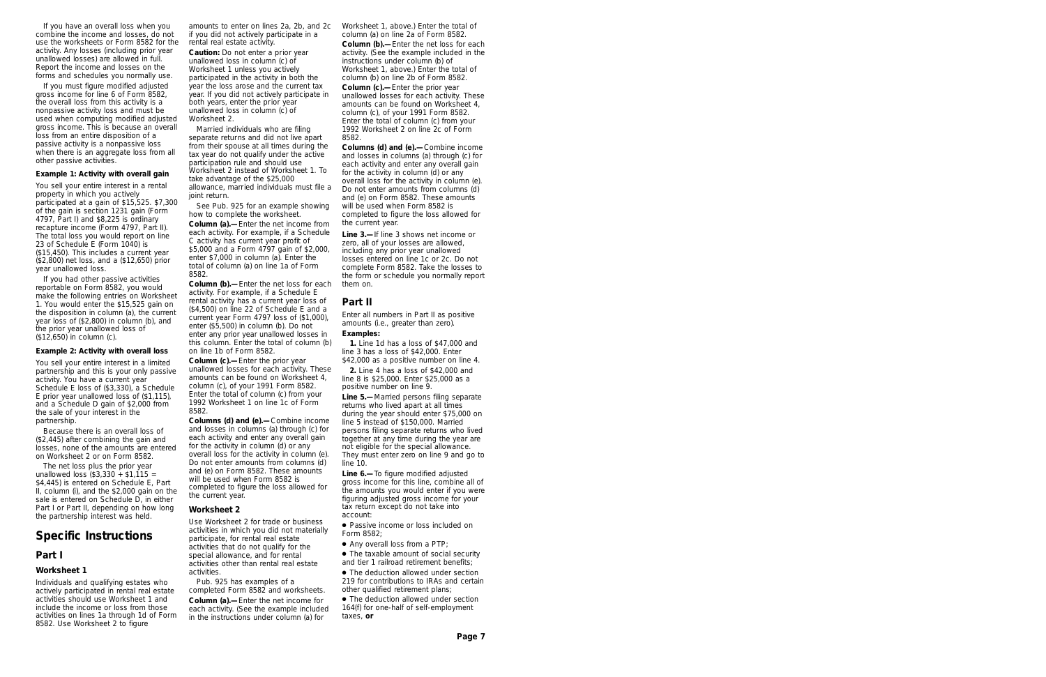If you have an overall loss when you combine the income and losses, do not use the worksheets or Form 8582 for the activity. Any losses (including prior year unallowed losses) are allowed in full. Report the income and losses on the forms and schedules you normally use.

If you must figure modified adjusted gross income for line 6 of Form 8582, the overall loss from this activity is a nonpassive activity loss and must be used when computing modified adjusted gross income. This is because an overall loss from an entire disposition of a passive activity is a nonpassive loss when there is an aggregate loss from all other passive activities.

**Example 1: Activity with overall gain**

You sell your entire interest in a rental property in which you actively participated at a gain of $15,525. $7,300 of the gain is section 1231 gain (Form 4797, Part I) and $8,225 is ordinary recapture income (Form 4797, Part II). The total loss you would report on line 23 of Schedule E (Form 1040) is ($15,450). This includes a current year ($2,800) net loss, and a ($12,650) prior year unallowed loss.

If you had other passive activities reportable on Form 8582, you would make the following entries on Worksheet 1. You would enter the $15,525 gain on the disposition in column (a), the current year loss of ($2,800) in column (b), and the prior year unallowed loss of ($12,650) in column (c).

**Example 2: Activity with overall loss**

You sell your entire interest in a limited partnership and this is your only passive activity. You have a current year Schedule E loss of ($3,330), a Schedule E prior year unallowed loss of ($1,115), and a Schedule D gain of $2,000 from the sale of your interest in the partnership.

Because there is an overall loss of ($2,445) after combining the gain and losses, none of the amounts are entered on Worksheet 2 or on Form 8582.

The net loss plus the prior year unallowed loss ($3,330 + $1,115 = $4,445) is entered on Schedule E, Part II, column (i), and the $2,000 gain on the sale is entered on Schedule D, in either Part I or Part II, depending on how long the partnership interest was held.

## Specific Instructions

### Part I

#### Worksheet 1

Individuals and qualifying estates who actively participated in rental real estate activities should use Worksheet 1 and include the income or loss from those activities on lines 1a through 1d of Form 8582. Use Worksheet 2 to figure amounts to enter on lines 2a, 2b, and 2c if you did not actively participate in a rental real estate activity.

**Caution:** *Do not enter a prior year unallowed loss in column (c) of Worksheet 1 unless you actively participated in the activity in both the year the loss arose and the current tax year. If you did not actively participate in both years, enter the prior year unallowed loss in column (c) of Worksheet 2.*

Married individuals who are filing separate returns and did not live apart from their spouse at all times during the tax year do not qualify under the active participation rule and should use Worksheet 2 instead of Worksheet 1. To take advantage of the $25,000 allowance, married individuals must file a joint return.

See Pub. 925 for an example showing how to complete the worksheet.

**Column (a).—**Enter the net income from each activity. For example, if a Schedule C activity has current year profit of $5,000 and a Form 4797 gain of $2,000, enter $7,000 in column (a). Enter the total of column (a) on line 1a of Form 8582.

**Column (b).—**Enter the net loss for each activity. For example, if a Schedule E rental activity has a current year loss of ($4,500) on line 22 of Schedule E and a current year Form 4797 loss of ($1,000), enter ($5,500) in column (b). Do not enter any prior year unallowed losses in this column. Enter the total of column (b) on line 1b of Form 8582.

**Column (c).—**Enter the prior year unallowed losses for each activity. These amounts can be found on Worksheet 4, column (c), of your 1991 Form 8582. Enter the total of column (c) from your 1992 Worksheet 1 on line 1c of Form 8582.

**Columns (d) and (e).—**Combine income and losses in columns (a) through (c) for each activity and enter any overall gain for the activity in column (d) or any overall loss for the activity in column (e). Do not enter amounts from columns (d) and (e) on Form 8582. These amounts will be used when Form 8582 is completed to figure the loss allowed for the current year.

#### Worksheet 2

Use Worksheet 2 for trade or business activities in which you did not materially participate, for rental real estate activities that do not qualify for the special allowance, and for rental activities other than rental real estate activities.

Pub. 925 has examples of a completed Form 8582 and worksheets.

**Column (a).—**Enter the net income for each activity. (See the example included in the instructions under column (a) for Worksheet 1, above.) Enter the total of column (a) on line 2a of Form 8582.

**Column (b).—**Enter the net loss for each activity. (See the example included in the instructions under column (b) of Worksheet 1, above.) Enter the total of column (b) on line 2b of Form 8582.

**Column (c).—**Enter the prior year unallowed losses for each activity. These amounts can be found on Worksheet 4, column (c), of your 1991 Form 8582. Enter the total of column (c) from your 1992 Worksheet 2 on line 2c of Form 8582.

**Columns (d) and (e).—**Combine income and losses in columns (a) through (c) for each activity and enter any overall gain for the activity in column (d) or any overall loss for the activity in column (e). Do not enter amounts from columns (d) and (e) on Form 8582. These amounts will be used when Form 8582 is completed to figure the loss allowed for the current year.

**Line 3.—**If line 3 shows net income or zero, all of your losses are allowed, including any prior year unallowed losses entered on line 1c or 2c. Do not complete Form 8582. Take the losses to the form or schedule you normally report them on.

### Part II

Enter all numbers in Part II as positive amounts (i.e., greater than zero).

**Examples:**

**1.** Line 1d has a loss of $47,000 and line 3 has a loss of $42,000. Enter $42,000 as a positive number on line 4.

**2.** Line 4 has a loss of $42,000 and line 8 is $25,000. Enter $25,000 as a positive number on line 9.

**Line 5.—**Married persons filing separate returns who lived apart at all times during the year should enter $75,000 on line 5 instead of $150,000. Married persons filing separate returns who lived together at any time during the year are not eligible for the special allowance. They must enter zero on line 9 and go to line 10.

**Line 6.—**To figure modified adjusted gross income for this line, combine all of the amounts you would enter if you were figuring adjusted gross income for your tax return except do not take into account:

- Passive income or loss included on Form 8582;
- Any overall loss from a PTP;
- The taxable amount of social security and tier 1 railroad retirement benefits;
- The deduction allowed under section 219 for contributions to IRAs and certain other qualified retirement plans;
- The deduction allowed under section 164(f) for one-half of self-employment taxes, **or**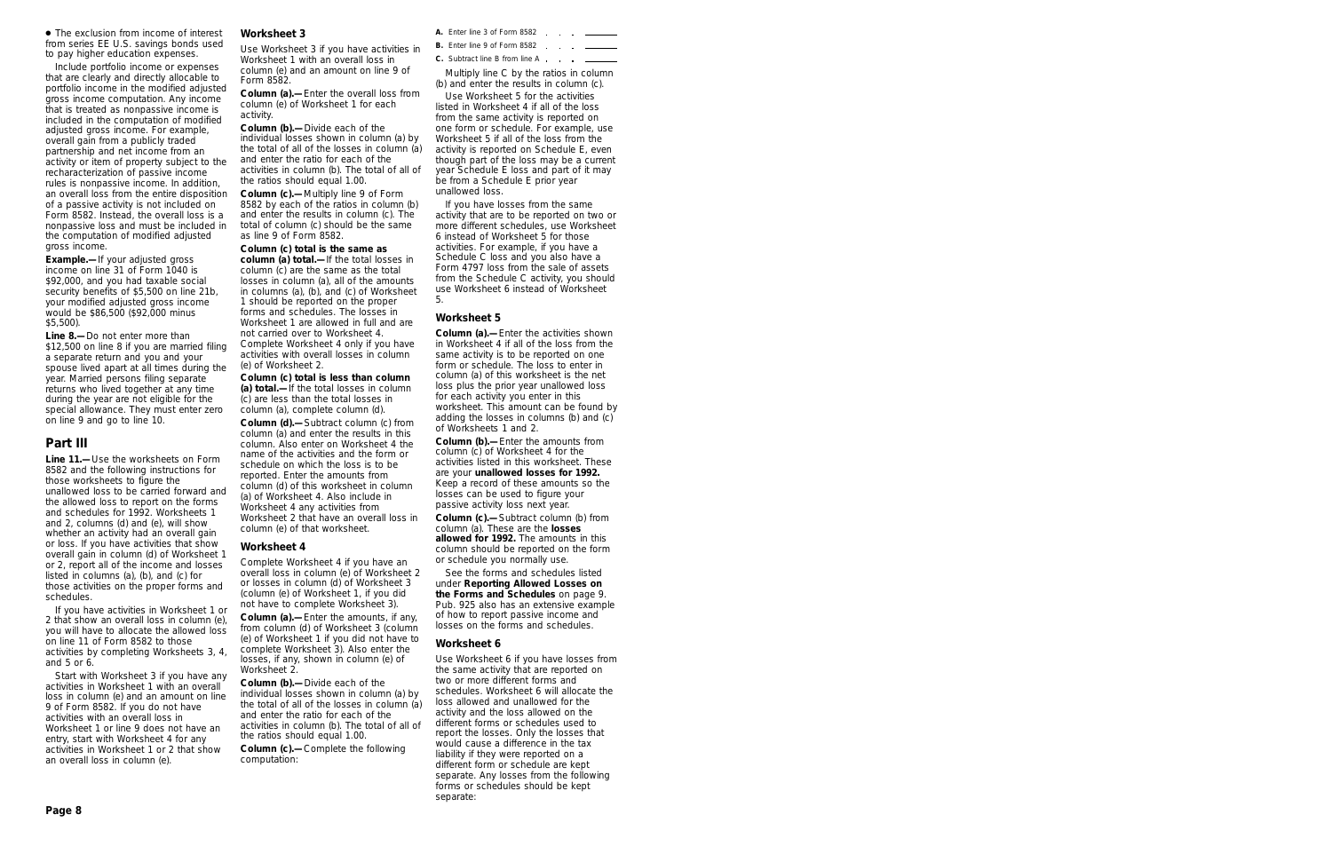- The exclusion from income of interest from series EE U.S. savings bonds used to pay higher education expenses.

Include portfolio income or expenses that are clearly and directly allocable to portfolio income in the modified adjusted gross income computation. Any income that is treated as nonpassive income is included in the computation of modified adjusted gross income. For example, overall gain from a publicly traded partnership and net income from an activity or item of property subject to the recharacterization of passive income rules is nonpassive income. In addition, an overall loss from the entire disposition of a passive activity is not included on Form 8582. Instead, the overall loss is a nonpassive loss and must be included in the computation of modified adjusted gross income.

**Example.—** If your adjusted gross income on line 31 of Form 1040 is $92,000, and you had taxable social security benefits of $5,500 on line 21b, your modified adjusted gross income would be $86,500 ($92,000 minus $5,500).

**Line 8.—** Do not enter more than $12,500 on line 8 if you are married filing a separate return and you and your spouse lived apart at all times during the year. Married persons filing separate returns who lived together at any time during the year are not eligible for the special allowance. They must enter zero on line 9 and go to line 10.

## Part III

**Line 11.—** Use the worksheets on Form 8582 and the following instructions for those worksheets to figure the unallowed loss to be carried forward and the allowed loss to report on the forms and schedules for 1992. Worksheets 1 and 2, columns (d) and (e), will show whether an activity had an overall gain or loss. If you have activities that show overall gain in column (d) of Worksheet 1 or 2, report all of the income and losses listed in columns (a), (b), and (c) for those activities on the proper forms and schedules.

If you have activities in Worksheet 1 or 2 that show an overall loss in column (e), you will have to allocate the allowed loss on line 11 of Form 8582 to those activities by completing Worksheets 3, 4, and 5 or 6.

Start with Worksheet 3 if you have any activities in Worksheet 1 with an overall loss in column (e) and an amount on line 9 of Form 8582. If you do not have activities with an overall loss in Worksheet 1 or line 9 does not have an entry, start with Worksheet 4 for any activities in Worksheet 1 or 2 that show an overall loss in column (e).

### Worksheet 3

Use Worksheet 3 if you have activities in Worksheet 1 with an overall loss in column (e) and an amount on line 9 of Form 8582.

**Column (a).—** Enter the overall loss from column (e) of Worksheet 1 for each activity.

**Column (b).—** Divide each of the individual losses shown in column (a) by the total of all of the losses in column (a) and enter the ratio for each of the activities in column (b). The total of all of the ratios should equal 1.00.

**Column (c).—** Multiply line 9 of Form 8582 by each of the ratios in column (b) and enter the results in column (c). The total of column (c) should be the same as line 9 of Form 8582.

**Column (c) total is the same as column (a) total.—** If the total losses in column (c) are the same as the total losses in column (a), all of the amounts in columns (a), (b), and (c) of Worksheet 1 should be reported on the proper forms and schedules. The losses in Worksheet 1 are allowed in full and are not carried over to Worksheet 4. Complete Worksheet 4 only if you have activities with overall losses in column (e) of Worksheet 2.

**Column (c) total is less than column (a) total.—** If the total losses in column (c) are less than the total losses in column (a), complete column (d).

**Column (d).—** Subtract column (c) from column (a) and enter the results in this column. Also enter on Worksheet 4 the name of the activities and the form or schedule on which the loss is to be reported. Enter the amounts from column (d) of this worksheet in column (a) of Worksheet 4. Also include in Worksheet 4 any activities from Worksheet 2 that have an overall loss in column (e) of that worksheet.

### Worksheet 4

Complete Worksheet 4 if you have an overall loss in column (e) of Worksheet 2 or losses in column (d) of Worksheet 3 (column (e) of Worksheet 1, if you did not have to complete Worksheet 3).

**Column (a).—** Enter the amounts, if any, from column (d) of Worksheet 3 (column (e) of Worksheet 1 if you did not have to complete Worksheet 3). Also enter the losses, if any, shown in column (e) of Worksheet 2.

**Column (b).—** Divide each of the individual losses shown in column (a) by the total of all of the losses in column (a) and enter the ratio for each of the activities in column (b). The total of all of the ratios should equal 1.00.

**Column (c).—** Complete the following computation:

**A.** Enter line 3 of Form 8582 . . . ______

**B.** Enter line 9 of Form 8582 . . . ______

**C.** Subtract line B from line A . . . ______

Multiply line C by the ratios in column (b) and enter the results in column (c).

Use Worksheet 5 for the activities listed in Worksheet 4 if all of the loss from the same activity is reported on one form or schedule. For example, use Worksheet 5 if all of the loss from the activity is reported on Schedule E, even though part of the loss may be a current year Schedule E loss and part of it may be from a Schedule E prior year unallowed loss.

If you have losses from the same activity that are to be reported on two or more different schedules, use Worksheet 6 instead of Worksheet 5 for those activities. For example, if you have a Schedule C loss and you also have a Form 4797 loss from the sale of assets from the Schedule C activity, you should use Worksheet 6 instead of Worksheet 5.

### Worksheet 5

**Column (a).—** Enter the activities shown in Worksheet 4 if all of the loss from the same activity is to be reported on one form or schedule. The loss to enter in column (a) of this worksheet is the net loss plus the prior year unallowed loss for each activity you enter in this worksheet. This amount can be found by adding the losses in columns (b) and (c) of Worksheets 1 and 2.

**Column (b).—** Enter the amounts from column (c) of Worksheet 4 for the activities listed in this worksheet. These are your **unallowed losses for 1992.** Keep a record of these amounts so the losses can be used to figure your passive activity loss next year.

**Column (c).—** Subtract column (b) from column (a). These are the **losses allowed for 1992.** The amounts in this column should be reported on the form or schedule you normally use.

See the forms and schedules listed under **Reporting Allowed Losses on the Forms and Schedules** on page 9. Pub. 925 also has an extensive example of how to report passive income and losses on the forms and schedules.

### Worksheet 6

Use Worksheet 6 if you have losses from the same activity that are reported on two or more different forms and schedules. Worksheet 6 will allocate the loss allowed and unallowed for the activity and the loss allowed on the different forms or schedules used to report the losses. Only the losses that would cause a difference in the tax liability if they were reported on a different form or schedule are kept separate. Any losses from the following forms or schedules should be kept separate: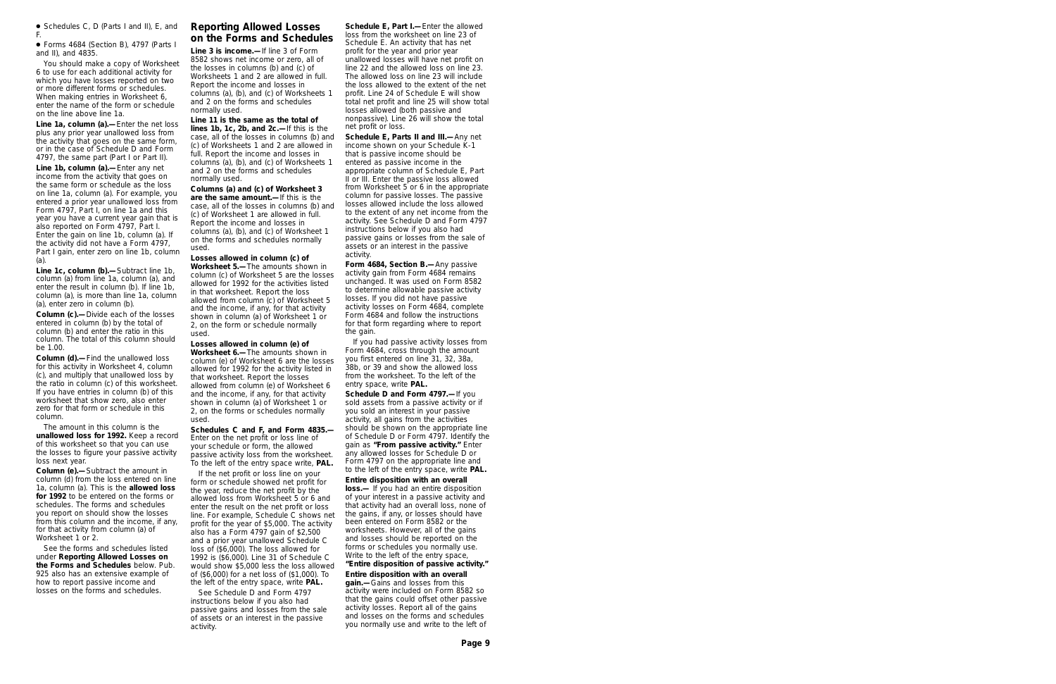- Schedules C, D (Parts I and II), E, and F.
- Forms 4684 (Section B), 4797 (Parts I and II), and 4835.

You should make a copy of Worksheet 6 to use for each additional activity for which you have losses reported on two or more different forms or schedules. When making entries in Worksheet 6, enter the name of the form or schedule on the line above line 1a.

**Line 1a, column (a).—** Enter the net loss plus any prior year unallowed loss from the activity that goes on the same form, or in the case of Schedule D and Form 4797, the same part (Part I or Part II).

**Line 1b, column (a).—** Enter any net income from the activity that goes on the same form or schedule as the loss on line 1a, column (a). For example, you entered a prior year unallowed loss from Form 4797, Part I, on line 1a and this year you have a current year gain that is also reported on Form 4797, Part I. Enter the gain on line 1b, column (a). If the activity did not have a Form 4797, Part I gain, enter zero on line 1b, column (a).

**Line 1c, column (b).—** Subtract line 1b, column (a) from line 1a, column (a), and enter the result in column (b). If line 1b, column (a), is more than line 1a, column (a), enter zero in column (b).

**Column (c).—** Divide each of the losses entered in column (b) by the total of column (b) and enter the ratio in this column. The total of this column should be 1.00.

**Column (d).—** Find the unallowed loss for this activity in Worksheet 4, column (c), and multiply that unallowed loss by the ratio in column (c) of this worksheet. If you have entries in column (b) of this worksheet that show zero, also enter zero for that form or schedule in this column.

The amount in this column is the **unallowed loss for 1992.** Keep a record of this worksheet so that you can use the losses to figure your passive activity loss next year.

**Column (e).—** Subtract the amount in column (d) from the loss entered on line 1a, column (a). This is the **allowed loss for 1992** to be entered on the forms or schedules. The forms and schedules you report on should show the losses from this column and the income, if any, for that activity from column (a) of Worksheet 1 or 2.

See the forms and schedules listed under **Reporting Allowed Losses on the Forms and Schedules** below. Pub. 925 also has an extensive example of how to report passive income and losses on the forms and schedules.

## Reporting Allowed Losses on the Forms and Schedules

**Line 3 is income.—** If line 3 of Form 8582 shows net income or zero, all of the losses in columns (b) and (c) of Worksheets 1 and 2 are allowed in full. Report the income and losses in columns (a), (b), and (c) of Worksheets 1 and 2 on the forms and schedules normally used.

**Line 11 is the same as the total of lines 1b, 1c, 2b, and 2c.—** If this is the case, all of the losses in columns (b) and (c) of Worksheets 1 and 2 are allowed in full. Report the income and losses in columns (a), (b), and (c) of Worksheets 1 and 2 on the forms and schedules normally used.

**Columns (a) and (c) of Worksheet 3 are the same amount.—** If this is the case, all of the losses in columns (b) and (c) of Worksheet 1 are allowed in full. Report the income and losses in columns (a), (b), and (c) of Worksheet 1 on the forms and schedules normally used.

**Losses allowed in column (c) of Worksheet 5.—** The amounts shown in column (c) of Worksheet 5 are the losses allowed for 1992 for the activities listed in that worksheet. Report the loss allowed from column (c) of Worksheet 5 and the income, if any, for that activity shown in column (a) of Worksheet 1 or 2, on the form or schedule normally used.

**Losses allowed in column (e) of Worksheet 6.—** The amounts shown in column (e) of Worksheet 6 are the losses allowed for 1992 for the activity listed in that worksheet. Report the losses allowed from column (e) of Worksheet 6 and the income, if any, for that activity shown in column (a) of Worksheet 1 or 2, on the forms or schedules normally used.

**Schedules C and F, and Form 4835.—** Enter on the net profit or loss line of your schedule or form, the allowed passive activity loss from the worksheet. To the left of the entry space write, **PAL.**

If the net profit or loss line on your form or schedule showed net profit for the year, reduce the net profit by the allowed loss from Worksheet 5 or 6 and enter the result on the net profit or loss line. For example, Schedule C shows net profit for the year of $5,000. The activity also has a Form 4797 gain of $2,500 and a prior year unallowed Schedule C loss of ($6,000). The loss allowed for 1992 is ($6,000). Line 31 of Schedule C would show $5,000 less the loss allowed of ($6,000) for a net loss of ($1,000). To the left of the entry space, write **PAL.**

See Schedule D and Form 4797 instructions below if you also had passive gains and losses from the sale of assets or an interest in the passive activity.

**Schedule E, Part I.—** Enter the allowed loss from the worksheet on line 23 of Schedule E. An activity that has net profit for the year and prior year unallowed losses will have net profit on line 22 and the allowed loss on line 23. The allowed loss on line 23 will include the loss allowed to the extent of the net profit. Line 24 of Schedule E will show total net profit and line 25 will show total losses allowed (both passive and nonpassive). Line 26 will show the total net profit or loss.

**Schedule E, Parts II and III.—** Any net income shown on your Schedule K-1 that is passive income should be entered as passive income in the appropriate column of Schedule E, Part II or III. Enter the passive loss allowed from Worksheet 5 or 6 in the appropriate column for passive losses. The passive losses allowed include the loss allowed to the extent of any net income from the activity. See Schedule D and Form 4797 instructions below if you also had passive gains or losses from the sale of assets or an interest in the passive activity.

**Form 4684, Section B.—** Any passive activity gain from Form 4684 remains unchanged. It was used on Form 8582 to determine allowable passive activity losses. If you did not have passive activity losses on Form 4684, complete Form 4684 and follow the instructions for that form regarding where to report the gain.

If you had passive activity losses from Form 4684, cross through the amount you first entered on line 31, 32, 38a, 38b, or 39 and show the allowed loss from the worksheet. To the left of the entry space, write **PAL.**

**Schedule D and Form 4797.—** If you sold assets from a passive activity or if you sold an interest in your passive activity, all gains from the activities should be shown on the appropriate line of Schedule D or Form 4797. Identify the gain as **"From passive activity."** Enter any allowed losses for Schedule D or Form 4797 on the appropriate line and to the left of the entry space, write **PAL.**

**Entire disposition with an overall loss.—** If you had an entire disposition of your interest in a passive activity and that activity had an overall loss, none of the gains, if any, or losses should have been entered on Form 8582 or the worksheets. However, all of the gains and losses should be reported on the forms or schedules you normally use. Write to the left of the entry space, **"Entire disposition of passive activity."**

**Entire disposition with an overall gain.—** Gains and losses from this activity were included on Form 8582 so that the gains could offset other passive activity losses. Report all of the gains and losses on the forms and schedules you normally use and write to the left of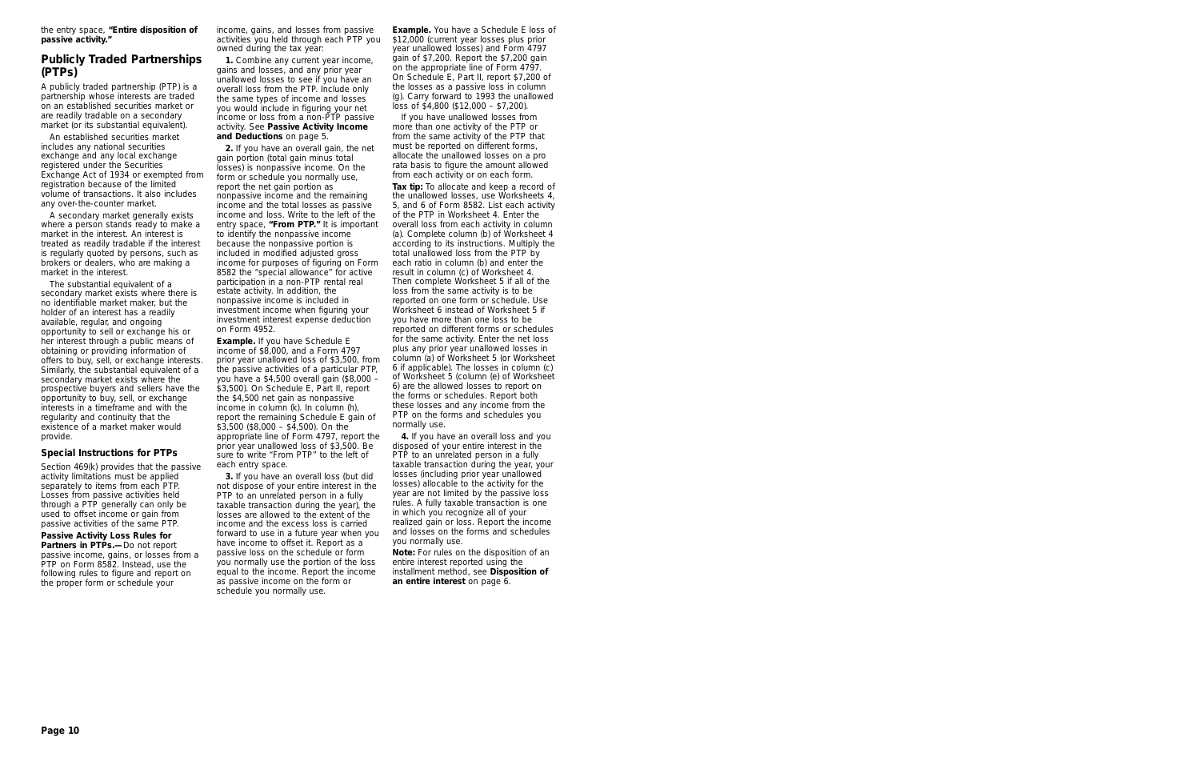the entry space, **"Entire disposition of passive activity."**

## Publicly Traded Partnerships (PTPs)

A publicly traded partnership (PTP) is a partnership whose interests are traded on an established securities market or are readily tradable on a secondary market (or its substantial equivalent).

An established securities market includes any national securities exchange and any local exchange registered under the Securities Exchange Act of 1934 or exempted from registration because of the limited volume of transactions. It also includes any over-the-counter market.

A secondary market generally exists where a person stands ready to make a market in the interest. An interest is treated as readily tradable if the interest is regularly quoted by persons, such as brokers or dealers, who are making a market in the interest.

The substantial equivalent of a secondary market exists where there is no identifiable market maker, but the holder of an interest has a readily available, regular, and ongoing opportunity to sell or exchange his or her interest through a public means of obtaining or providing information of offers to buy, sell, or exchange interests. Similarly, the substantial equivalent of a secondary market exists where the prospective buyers and sellers have the opportunity to buy, sell, or exchange interests in a timeframe and with the regularity and continuity that the existence of a market maker would provide.

### Special Instructions for PTPs

Section 469(k) provides that the passive activity limitations must be applied separately to items from each PTP. Losses from passive activities held through a PTP generally can only be used to offset income or gain from passive activities of the same PTP.

**Passive Activity Loss Rules for Partners in PTPs.—** Do not report passive income, gains, or losses from a PTP on Form 8582. Instead, use the following rules to figure and report on the proper form or schedule your income, gains, and losses from passive activities you held through each PTP you owned during the tax year:

**1.** Combine any current year income, gains and losses, and any prior year unallowed losses to see if you have an overall loss from the PTP. Include only the same types of income and losses you would include in figuring your net income or loss from a non-PTP passive activity. See **Passive Activity Income and Deductions** on page 5.

**2.** If you have an overall gain, the net gain portion (total gain minus total losses) is nonpassive income. On the form or schedule you normally use, report the net gain portion as nonpassive income and the remaining income and the total losses as passive income and loss. Write to the left of the entry space, **"From PTP."** It is important to identify the nonpassive income because the nonpassive portion is included in modified adjusted gross income for purposes of figuring on Form 8582 the "special allowance" for active participation in a non-PTP rental real estate activity. In addition, the nonpassive income is included in investment income when figuring your investment interest expense deduction on Form 4952.

**Example.** If you have Schedule E income of $8,000, and a Form 4797 prior year unallowed loss of $3,500, from the passive activities of a particular PTP, you have a $4,500 overall gain ($8,000 – $3,500). On Schedule E, Part II, report the $4,500 net gain as nonpassive income in column (k). In column (h), report the remaining Schedule E gain of $3,500 ($8,000 – $4,500). On the appropriate line of Form 4797, report the prior year unallowed loss of $3,500. Be sure to write "From PTP" to the left of each entry space.

**3.** If you have an overall loss (but did not dispose of your entire interest in the PTP to an unrelated person in a fully taxable transaction during the year), the losses are allowed to the extent of the income and the excess loss is carried forward to use in a future year when you have income to offset it. Report as a passive loss on the schedule or form you normally use the portion of the loss equal to the income. Report the income as passive income on the form or schedule you normally use.

**Example.** You have a Schedule E loss of $12,000 (current year losses plus prior year unallowed losses) and Form 4797 gain of $7,200. Report the $7,200 gain on the appropriate line of Form 4797. On Schedule E, Part II, report $7,200 of the losses as a passive loss in column (g). Carry forward to 1993 the unallowed loss of $4,800 ($12,000 – $7,200).

If you have unallowed losses from more than one activity of the PTP or from the same activity of the PTP that must be reported on different forms, allocate the unallowed losses on a pro rata basis to figure the amount allowed from each activity or on each form.

**Tax tip:** To allocate and keep a record of the unallowed losses, use Worksheets 4, 5, and 6 of Form 8582. List each activity of the PTP in Worksheet 4. Enter the overall loss from each activity in column (a). Complete column (b) of Worksheet 4 according to its instructions. Multiply the total unallowed loss from the PTP by each ratio in column (b) and enter the result in column (c) of Worksheet 4. Then complete Worksheet 5 if all of the loss from the same activity is to be reported on one form or schedule. Use Worksheet 6 instead of Worksheet 5 if you have more than one loss to be reported on different forms or schedules for the same activity. Enter the net loss plus any prior year unallowed losses in column (a) of Worksheet 5 (or Worksheet 6 if applicable). The losses in column (c) of Worksheet 5 (column (e) of Worksheet 6) are the allowed losses to report on the forms or schedules. Report both these losses and any income from the PTP on the forms and schedules you normally use.

**4.** If you have an overall loss and you disposed of your entire interest in the PTP to an unrelated person in a fully taxable transaction during the year, your losses (including prior year unallowed losses) allocable to the activity for the year are not limited by the passive loss rules. A fully taxable transaction is one in which you recognize all of your realized gain or loss. Report the income and losses on the forms and schedules you normally use.

**Note:** For rules on the disposition of an entire interest reported using the installment method, see **Disposition of an entire interest** on page 6.